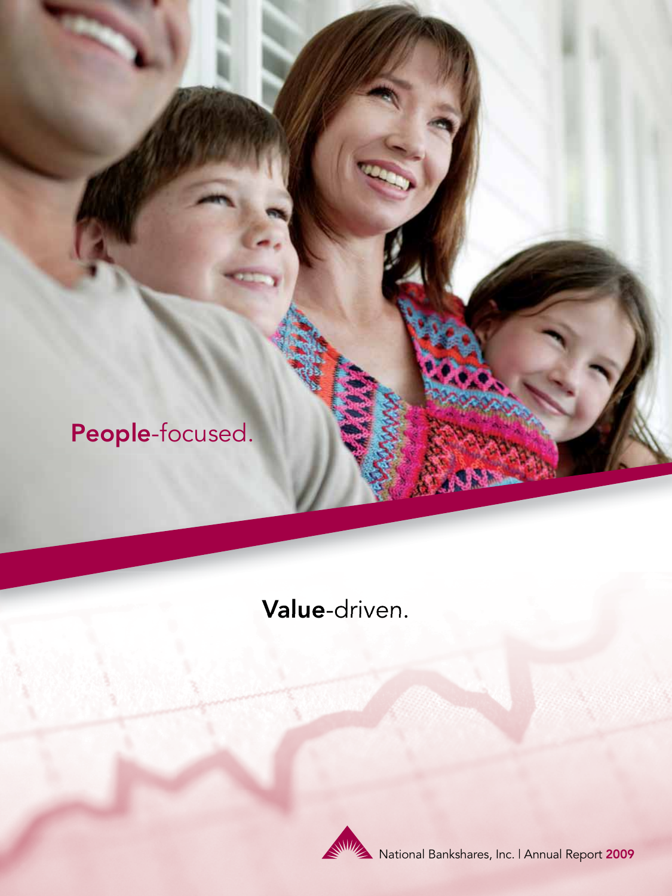**People**-focused.

**Value**-driven.

National Bankshares, Inc. | Annual Report **2009**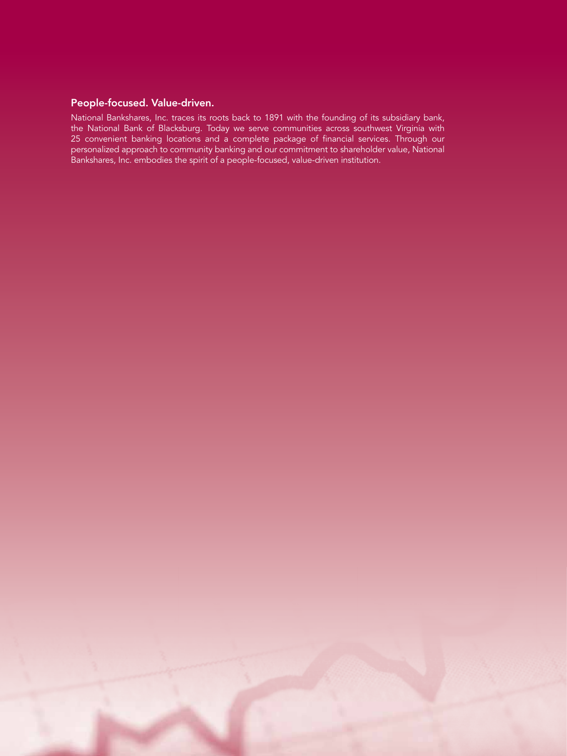## People-focused. Value-driven.

National Bankshares, Inc. traces its roots back to 1891 with the founding of its subsidiary bank, the National Bank of Blacksburg. Today we serve communities across southwest Virginia with 25 convenient banking locations and a complete package of financial services. Through our personalized approach to community banking and our commitment to shareholder value, National Bankshares, Inc. embodies the spirit of a people-focused, value-driven institution.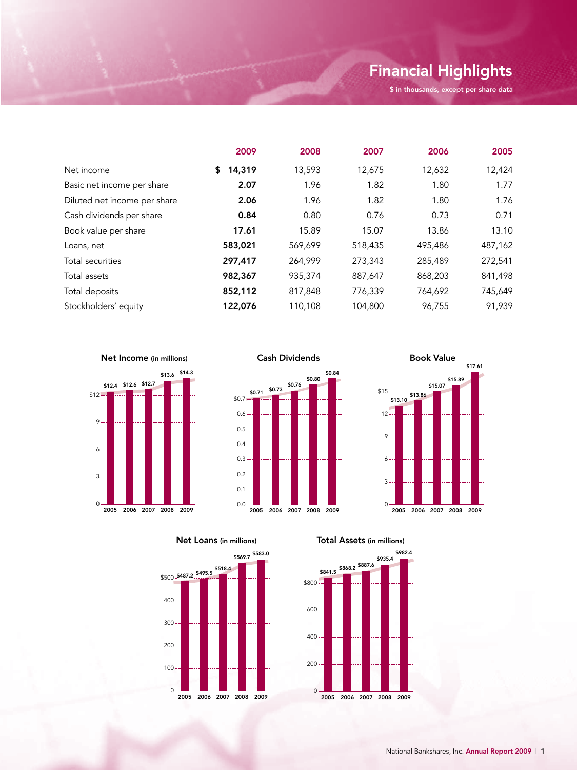# Financial Highlights

$ in thousands, except per share data

| | 2009 | 2008 | 2007 | 2006 | 2005 |
|---|---|---|---|---|---|
| Net income | **$ 14,319** | 13,593 | 12,675 | 12,632 | 12,424 |
| Basic net income per share | **2.07** | 1.96 | 1.82 | 1.80 | 1.77 |
| Diluted net income per share | **2.06** | 1.96 | 1.82 | 1.80 | 1.76 |
| Cash dividends per share | **0.84** | 0.80 | 0.76 | 0.73 | 0.71 |
| Book value per share | **17.61** | 15.89 | 15.07 | 13.86 | 13.10 |
| Loans, net | **583,021** | 569,699 | 518,435 | 495,486 | 487,162 |
| Total securities | **297,417** | 264,999 | 273,343 | 285,489 | 272,541 |
| Total assets | **982,367** | 935,374 | 887,647 | 868,203 | 841,498 |
| Total deposits | **852,112** | 817,848 | 776,339 | 764,692 | 745,649 |
| Stockholders' equity | **122,076** | 110,108 | 104,800 | 96,755 | 91,939 |

**Net Income** (in millions)

| 2005 | 2006 | 2007 | 2008 | 2009 |
|---|---|---|---|---|
| $12.4 | $12.6 | $12.7 | $13.6 | $14.3 |

**Cash Dividends**

| 2005 | 2006 | 2007 | 2008 | 2009 |
|---|---|---|---|---|
| $0.71 | $0.73 | $0.76 | $0.80 | $0.84 |

**Book Value**

| 2005 | 2006 | 2007 | 2008 | 2009 |
|---|---|---|---|---|
| $13.10 | $13.86 | $15.07 | $15.89 | $17.61 |

**Net Loans** (in millions)

| 2005 | 2006 | 2007 | 2008 | 2009 |
|---|---|---|---|---|
| $487.2 | $495.5 | $518.4 | $569.7 | $583.0 |

**Total Assets** (in millions)

| 2005 | 2006 | 2007 | 2008 | 2009 |
|---|---|---|---|---|
| $841.5 | $868.2 | $887.6 | $935.4 | $982.4 |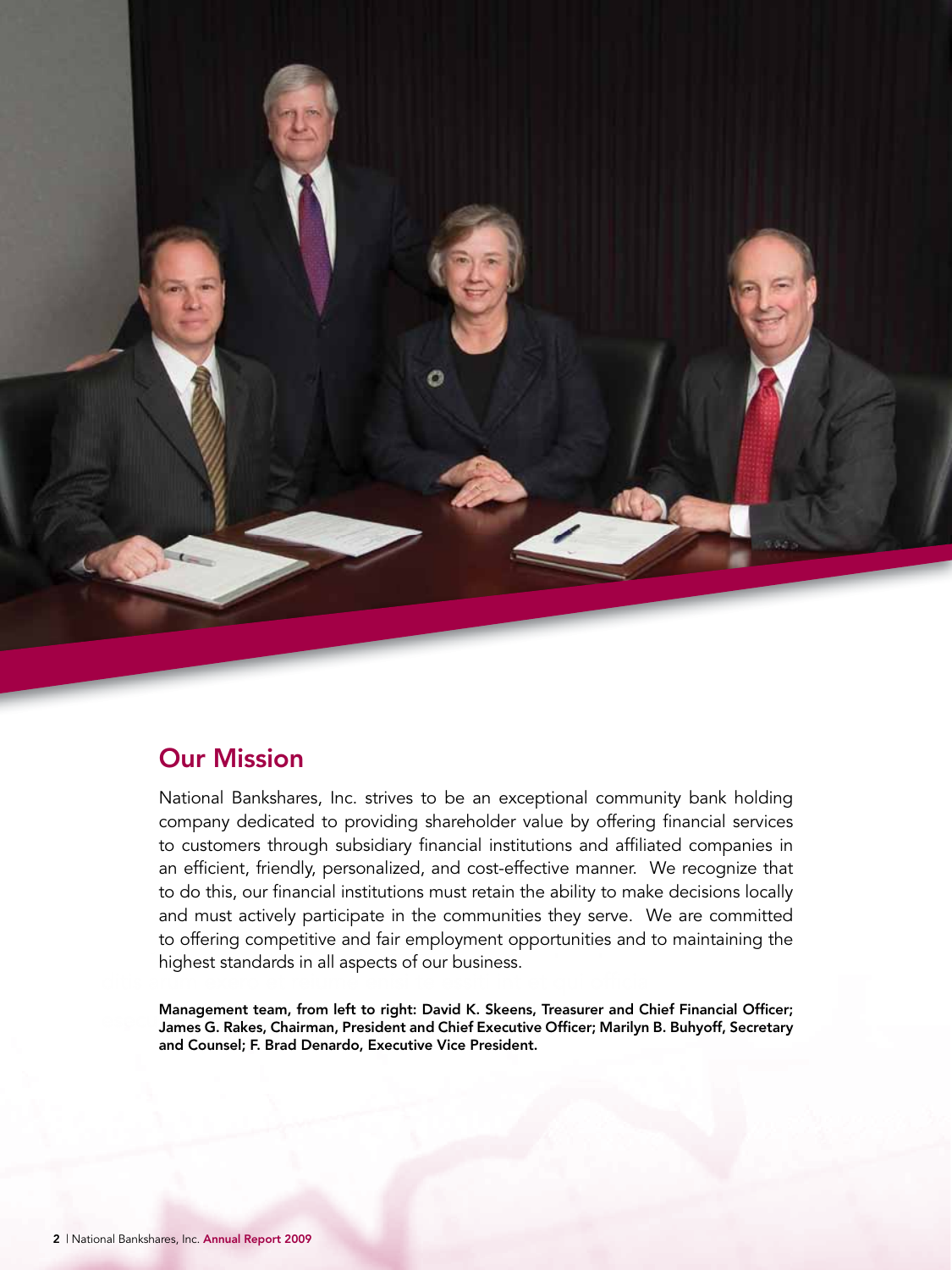## Our Mission

National Bankshares, Inc. strives to be an exceptional community bank holding company dedicated to providing shareholder value by offering financial services to customers through subsidiary financial institutions and affiliated companies in an efficient, friendly, personalized, and cost-effective manner. We recognize that to do this, our financial institutions must retain the ability to make decisions locally and must actively participate in the communities they serve. We are committed to offering competitive and fair employment opportunities and to maintaining the highest standards in all aspects of our business.

**Management team, from left to right: David K. Skeens, Treasurer and Chief Financial Officer; James G. Rakes, Chairman, President and Chief Executive Officer; Marilyn B. Buhyoff, Secretary and Counsel; F. Brad Denardo, Executive Vice President.**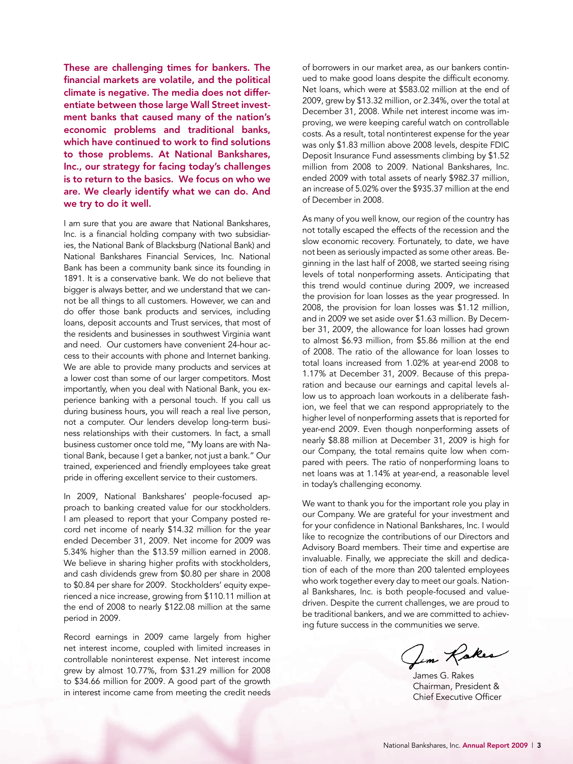**These are challenging times for bankers. The financial markets are volatile, and the political climate is negative. The media does not differentiate between those large Wall Street investment banks that caused many of the nation's economic problems and traditional banks, which have continued to work to find solutions to those problems. At National Bankshares, Inc., our strategy for facing today's challenges is to return to the basics. We focus on who we are. We clearly identify what we can do. And we try to do it well.**

I am sure that you are aware that National Bankshares, Inc. is a financial holding company with two subsidiaries, the National Bank of Blacksburg (National Bank) and National Bankshares Financial Services, Inc. National Bank has been a community bank since its founding in 1891. It is a conservative bank. We do not believe that bigger is always better, and we understand that we cannot be all things to all customers. However, we can and do offer those bank products and services, including loans, deposit accounts and Trust services, that most of the residents and businesses in southwest Virginia want and need. Our customers have convenient 24-hour access to their accounts with phone and Internet banking. We are able to provide many products and services at a lower cost than some of our larger competitors. Most importantly, when you deal with National Bank, you experience banking with a personal touch. If you call us during business hours, you will reach a real live person, not a computer. Our lenders develop long-term business relationships with their customers. In fact, a small business customer once told me, "My loans are with National Bank, because I get a banker, not just a bank." Our trained, experienced and friendly employees take great pride in offering excellent service to their customers.

In 2009, National Bankshares' people-focused approach to banking created value for our stockholders. I am pleased to report that your Company posted record net income of nearly $14.32 million for the year ended December 31, 2009. Net income for 2009 was 5.34% higher than the $13.59 million earned in 2008. We believe in sharing higher profits with stockholders, and cash dividends grew from $0.80 per share in 2008 to $0.84 per share for 2009. Stockholders' equity experienced a nice increase, growing from $110.11 million at the end of 2008 to nearly $122.08 million at the same period in 2009.

Record earnings in 2009 came largely from higher net interest income, coupled with limited increases in controllable noninterest expense. Net interest income grew by almost 10.77%, from $31.29 million for 2008 to $34.66 million for 2009. A good part of the growth in interest income came from meeting the credit needs of borrowers in our market area, as our bankers continued to make good loans despite the difficult economy. Net loans, which were at $583.02 million at the end of 2009, grew by $13.32 million, or 2.34%, over the total at December 31, 2008. While net interest income was improving, we were keeping careful watch on controllable costs. As a result, total nontinterest expense for the year was only $1.83 million above 2008 levels, despite FDIC Deposit Insurance Fund assessments climbing by $1.52 million from 2008 to 2009. National Bankshares, Inc. ended 2009 with total assets of nearly $982.37 million, an increase of 5.02% over the $935.37 million at the end of December in 2008.

As many of you well know, our region of the country has not totally escaped the effects of the recession and the slow economic recovery. Fortunately, to date, we have not been as seriously impacted as some other areas. Beginning in the last half of 2008, we started seeing rising levels of total nonperforming assets. Anticipating that this trend would continue during 2009, we increased the provision for loan losses as the year progressed. In 2008, the provision for loan losses was $1.12 million, and in 2009 we set aside over $1.63 million. By December 31, 2009, the allowance for loan losses had grown to almost $6.93 million, from $5.86 million at the end of 2008. The ratio of the allowance for loan losses to total loans increased from 1.02% at year-end 2008 to 1.17% at December 31, 2009. Because of this preparation and because our earnings and capital levels allow us to approach loan workouts in a deliberate fashion, we feel that we can respond appropriately to the higher level of nonperforming assets that is reported for year-end 2009. Even though nonperforming assets of nearly $8.88 million at December 31, 2009 is high for our Company, the total remains quite low when compared with peers. The ratio of nonperforming loans to net loans was at 1.14% at year-end, a reasonable level in today's challenging economy.

We want to thank you for the important role you play in our Company. We are grateful for your investment and for your confidence in National Bankshares, Inc. I would like to recognize the contributions of our Directors and Advisory Board members. Their time and expertise are invaluable. Finally, we appreciate the skill and dedication of each of the more than 200 talented employees who work together every day to meet our goals. National Bankshares, Inc. is both people-focused and value-driven. Despite the current challenges, we are proud to be traditional bankers, and we are committed to achieving future success in the communities we serve.

Jim Rakes

James G. Rakes
Chairman, President &
Chief Executive Officer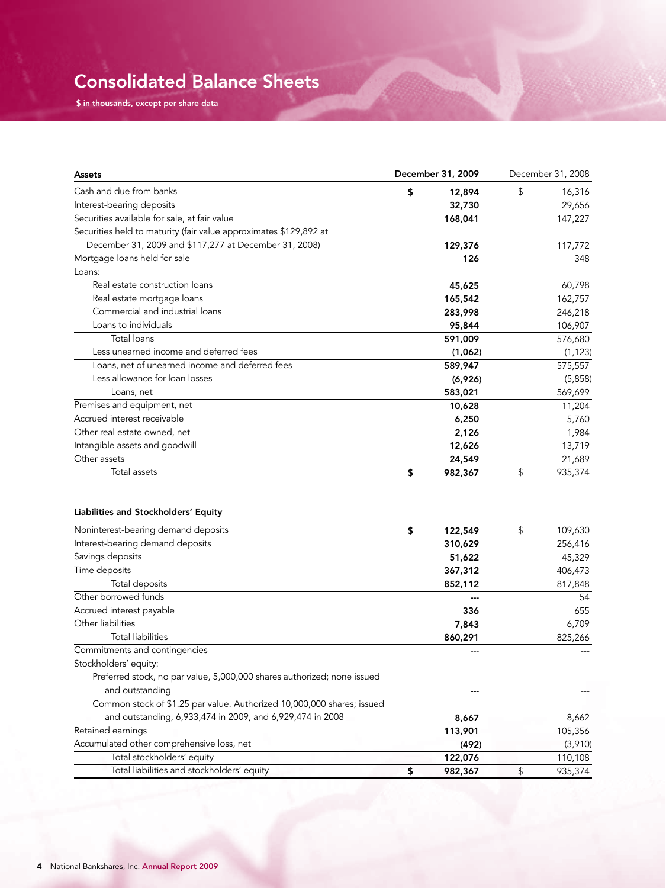# Consolidated Balance Sheets

**$ in thousands, except per share data**

| **Assets** | **December 31, 2009** | December 31, 2008 |
|---|---|---|
| Cash and due from banks | **$ 12,894** | $ 16,316 |
| Interest-bearing deposits | **32,730** | 29,656 |
| Securities available for sale, at fair value | **168,041** | 147,227 |
| Securities held to maturity (fair value approximates $129,892 at December 31, 2009 and $117,277 at December 31, 2008) | **129,376** | 117,772 |
| Mortgage loans held for sale | **126** | 348 |
| Loans: | | |
| Real estate construction loans | **45,625** | 60,798 |
| Real estate mortgage loans | **165,542** | 162,757 |
| Commercial and industrial loans | **283,998** | 246,218 |
| Loans to individuals | **95,844** | 106,907 |
| Total loans | **591,009** | 576,680 |
| Less unearned income and deferred fees | **(1,062)** | (1,123) |
| Loans, net of unearned income and deferred fees | **589,947** | 575,557 |
| Less allowance for loan losses | **(6,926)** | (5,858) |
| Loans, net | **583,021** | 569,699 |
| Premises and equipment, net | **10,628** | 11,204 |
| Accrued interest receivable | **6,250** | 5,760 |
| Other real estate owned, net | **2,126** | 1,984 |
| Intangible assets and goodwill | **12,626** | 13,719 |
| Other assets | **24,549** | 21,689 |
| Total assets | **$ 982,367** | $ 935,374 |

| **Liabilities and Stockholders' Equity** | | |
|---|---|---|
| Noninterest-bearing demand deposits | **$ 122,549** | $ 109,630 |
| Interest-bearing demand deposits | **310,629** | 256,416 |
| Savings deposits | **51,622** | 45,329 |
| Time deposits | **367,312** | 406,473 |
| Total deposits | **852,112** | 817,848 |
| Other borrowed funds | **---** | 54 |
| Accrued interest payable | **336** | 655 |
| Other liabilities | **7,843** | 6,709 |
| Total liabilities | **860,291** | 825,266 |
| Commitments and contingencies | **---** | --- |
| Stockholders' equity: | | |
| Preferred stock, no par value, 5,000,000 shares authorized; none issued and outstanding | **---** | --- |
| Common stock of $1.25 par value. Authorized 10,000,000 shares; issued and outstanding, 6,933,474 in 2009, and 6,929,474 in 2008 | **8,667** | 8,662 |
| Retained earnings | **113,901** | 105,356 |
| Accumulated other comprehensive loss, net | **(492)** | (3,910) |
| Total stockholders' equity | **122,076** | 110,108 |
| Total liabilities and stockholders' equity | **$ 982,367** | $ 935,374 |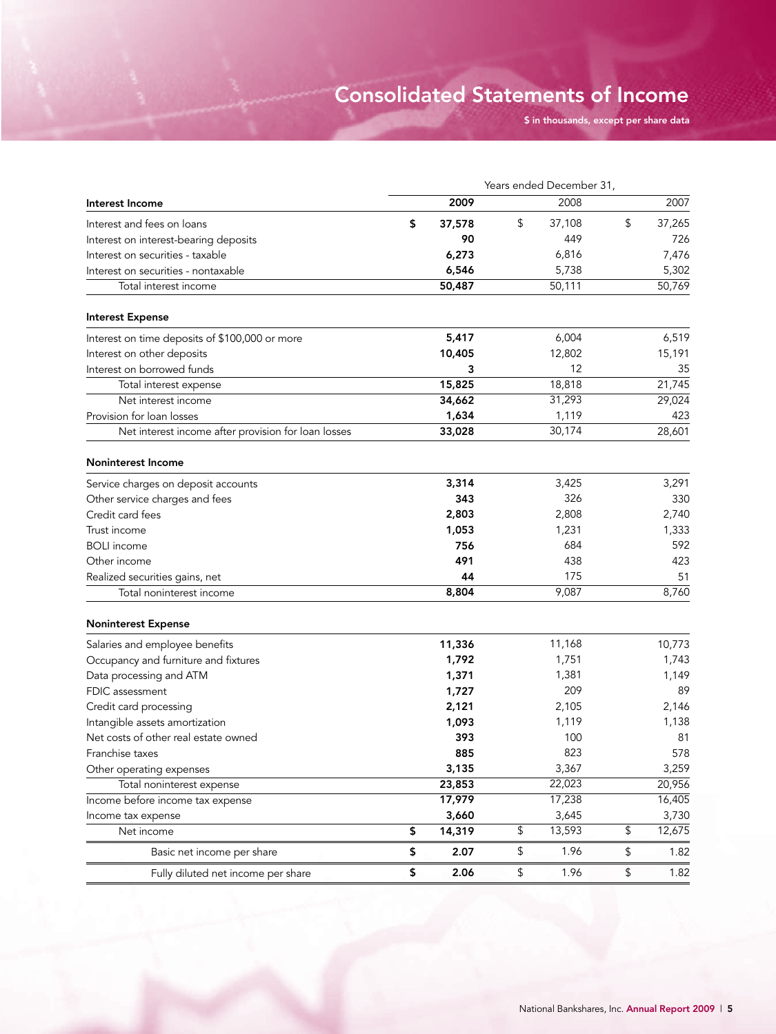# Consolidated Statements of Income

**$ in thousands, except per share data**

| | Years ended December 31, | | |
|---|---|---|---|
| **Interest Income** | **2009** | 2008 | 2007 |
| Interest and fees on loans | **$ 37,578** | $ 37,108 | $ 37,265 |
| Interest on interest-bearing deposits | **90** | 449 | 726 |
| Interest on securities - taxable | **6,273** | 6,816 | 7,476 |
| Interest on securities - nontaxable | **6,546** | 5,738 | 5,302 |
| Total interest income | **50,487** | 50,111 | 50,769 |
| **Interest Expense** | | | |
| Interest on time deposits of $100,000 or more | **5,417** | 6,004 | 6,519 |
| Interest on other deposits | **10,405** | 12,802 | 15,191 |
| Interest on borrowed funds | **3** | 12 | 35 |
| Total interest expense | **15,825** | 18,818 | 21,745 |
| Net interest income | **34,662** | 31,293 | 29,024 |
| Provision for loan losses | **1,634** | 1,119 | 423 |
| Net interest income after provision for loan losses | **33,028** | 30,174 | 28,601 |
| **Noninterest Income** | | | |
| Service charges on deposit accounts | **3,314** | 3,425 | 3,291 |
| Other service charges and fees | **343** | 326 | 330 |
| Credit card fees | **2,803** | 2,808 | 2,740 |
| Trust income | **1,053** | 1,231 | 1,333 |
| BOLI income | **756** | 684 | 592 |
| Other income | **491** | 438 | 423 |
| Realized securities gains, net | **44** | 175 | 51 |
| Total noninterest income | **8,804** | 9,087 | 8,760 |
| **Noninterest Expense** | | | |
| Salaries and employee benefits | **11,336** | 11,168 | 10,773 |
| Occupancy and furniture and fixtures | **1,792** | 1,751 | 1,743 |
| Data processing and ATM | **1,371** | 1,381 | 1,149 |
| FDIC assessment | **1,727** | 209 | 89 |
| Credit card processing | **2,121** | 2,105 | 2,146 |
| Intangible assets amortization | **1,093** | 1,119 | 1,138 |
| Net costs of other real estate owned | **393** | 100 | 81 |
| Franchise taxes | **885** | 823 | 578 |
| Other operating expenses | **3,135** | 3,367 | 3,259 |
| Total noninterest expense | **23,853** | 22,023 | 20,956 |
| Income before income tax expense | **17,979** | 17,238 | 16,405 |
| Income tax expense | **3,660** | 3,645 | 3,730 |
| Net income | **$ 14,319** | $ 13,593 | $ 12,675 |
| Basic net income per share | **$ 2.07** | $ 1.96 | $ 1.82 |
| Fully diluted net income per share | **$ 2.06** | $ 1.96 | $ 1.82 |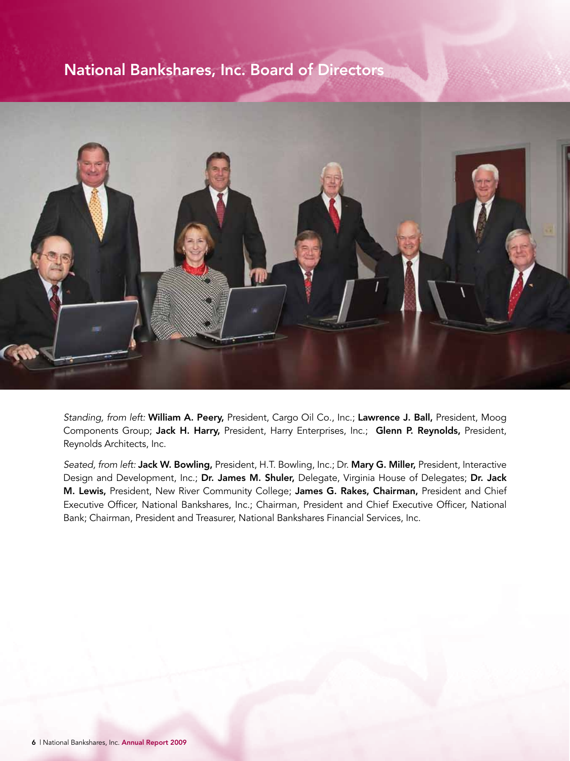# National Bankshares, Inc. Board of Directors

*Standing, from left:* **William A. Peery,** President, Cargo Oil Co., Inc.; **Lawrence J. Ball,** President, Moog Components Group; **Jack H. Harry,** President, Harry Enterprises, Inc.; **Glenn P. Reynolds,** President, Reynolds Architects, Inc.

*Seated, from left:* **Jack W. Bowling,** President, H.T. Bowling, Inc.; Dr. **Mary G. Miller,** President, Interactive Design and Development, Inc.; **Dr. James M. Shuler,** Delegate, Virginia House of Delegates; **Dr. Jack M. Lewis,** President, New River Community College; **James G. Rakes, Chairman,** President and Chief Executive Officer, National Bankshares, Inc.; Chairman, President and Chief Executive Officer, National Bank; Chairman, President and Treasurer, National Bankshares Financial Services, Inc.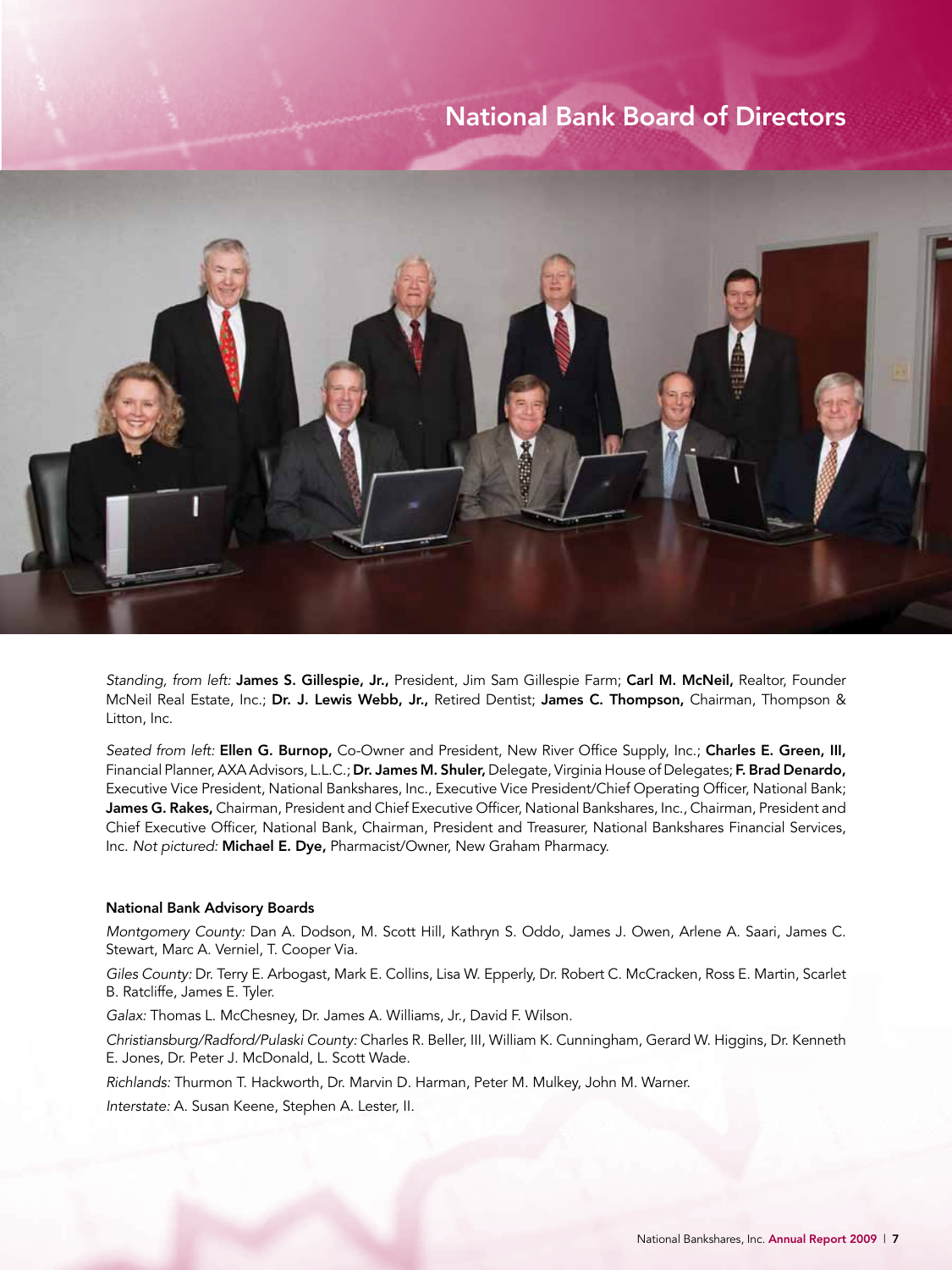# National Bank Board of Directors

*Standing, from left:* **James S. Gillespie, Jr.,** President, Jim Sam Gillespie Farm; **Carl M. McNeil,** Realtor, Founder McNeil Real Estate, Inc.; **Dr. J. Lewis Webb, Jr.,** Retired Dentist; **James C. Thompson,** Chairman, Thompson & Litton, Inc.

*Seated from left:* **Ellen G. Burnop,** Co-Owner and President, New River Office Supply, Inc.; **Charles E. Green, III,** Financial Planner, AXA Advisors, L.L.C.; **Dr. James M. Shuler,** Delegate, Virginia House of Delegates; **F. Brad Denardo,** Executive Vice President, National Bankshares, Inc., Executive Vice President/Chief Operating Officer, National Bank; **James G. Rakes,** Chairman, President and Chief Executive Officer, National Bankshares, Inc., Chairman, President and Chief Executive Officer, National Bank, Chairman, President and Treasurer, National Bankshares Financial Services, Inc. *Not pictured:* **Michael E. Dye,** Pharmacist/Owner, New Graham Pharmacy.

### National Bank Advisory Boards

*Montgomery County:* Dan A. Dodson, M. Scott Hill, Kathryn S. Oddo, James J. Owen, Arlene A. Saari, James C. Stewart, Marc A. Verniel, T. Cooper Via.

*Giles County:* Dr. Terry E. Arbogast, Mark E. Collins, Lisa W. Epperly, Dr. Robert C. McCracken, Ross E. Martin, Scarlet B. Ratcliffe, James E. Tyler.

*Galax:* Thomas L. McChesney, Dr. James A. Williams, Jr., David F. Wilson.

*Christiansburg/Radford/Pulaski County:* Charles R. Beller, III, William K. Cunningham, Gerard W. Higgins, Dr. Kenneth E. Jones, Dr. Peter J. McDonald, L. Scott Wade.

*Richlands:* Thurmon T. Hackworth, Dr. Marvin D. Harman, Peter M. Mulkey, John M. Warner.

*Interstate:* A. Susan Keene, Stephen A. Lester, II.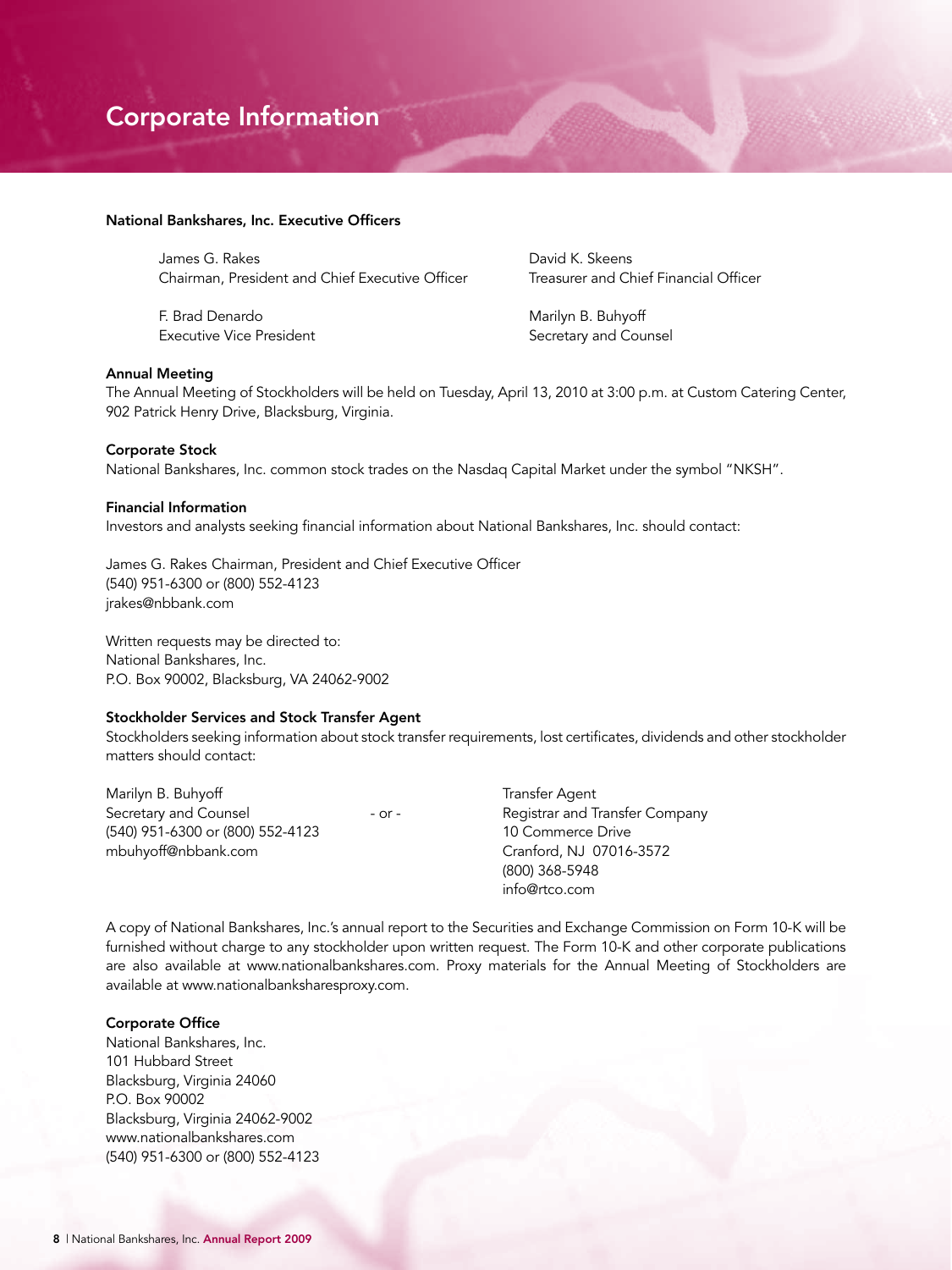# Corporate Information

## National Bankshares, Inc. Executive Officers

James G. Rakes
Chairman, President and Chief Executive Officer

David K. Skeens
Treasurer and Chief Financial Officer

F. Brad Denardo
Executive Vice President

Marilyn B. Buhyoff
Secretary and Counsel

## Annual Meeting

The Annual Meeting of Stockholders will be held on Tuesday, April 13, 2010 at 3:00 p.m. at Custom Catering Center, 902 Patrick Henry Drive, Blacksburg, Virginia.

## Corporate Stock

National Bankshares, Inc. common stock trades on the Nasdaq Capital Market under the symbol "NKSH".

## Financial Information

Investors and analysts seeking financial information about National Bankshares, Inc. should contact:

James G. Rakes Chairman, President and Chief Executive Officer
(540) 951-6300 or (800) 552-4123
jrakes@nbbank.com

Written requests may be directed to:
National Bankshares, Inc.
P.O. Box 90002, Blacksburg, VA 24062-9002

## Stockholder Services and Stock Transfer Agent

Stockholders seeking information about stock transfer requirements, lost certificates, dividends and other stockholder matters should contact:

Marilyn B. Buhyoff
Secretary and Counsel
(540) 951-6300 or (800) 552-4123
mbuhyoff@nbbank.com

\- or -

Transfer Agent
Registrar and Transfer Company
10 Commerce Drive
Cranford, NJ 07016-3572
(800) 368-5948
info@rtco.com

A copy of National Bankshares, Inc.'s annual report to the Securities and Exchange Commission on Form 10-K will be furnished without charge to any stockholder upon written request. The Form 10-K and other corporate publications are also available at www.nationalbankshares.com. Proxy materials for the Annual Meeting of Stockholders are available at www.nationalbanksharesproxy.com.

## Corporate Office

National Bankshares, Inc.
101 Hubbard Street
Blacksburg, Virginia 24060
P.O. Box 90002
Blacksburg, Virginia 24062-9002
www.nationalbankshares.com
(540) 951-6300 or (800) 552-4123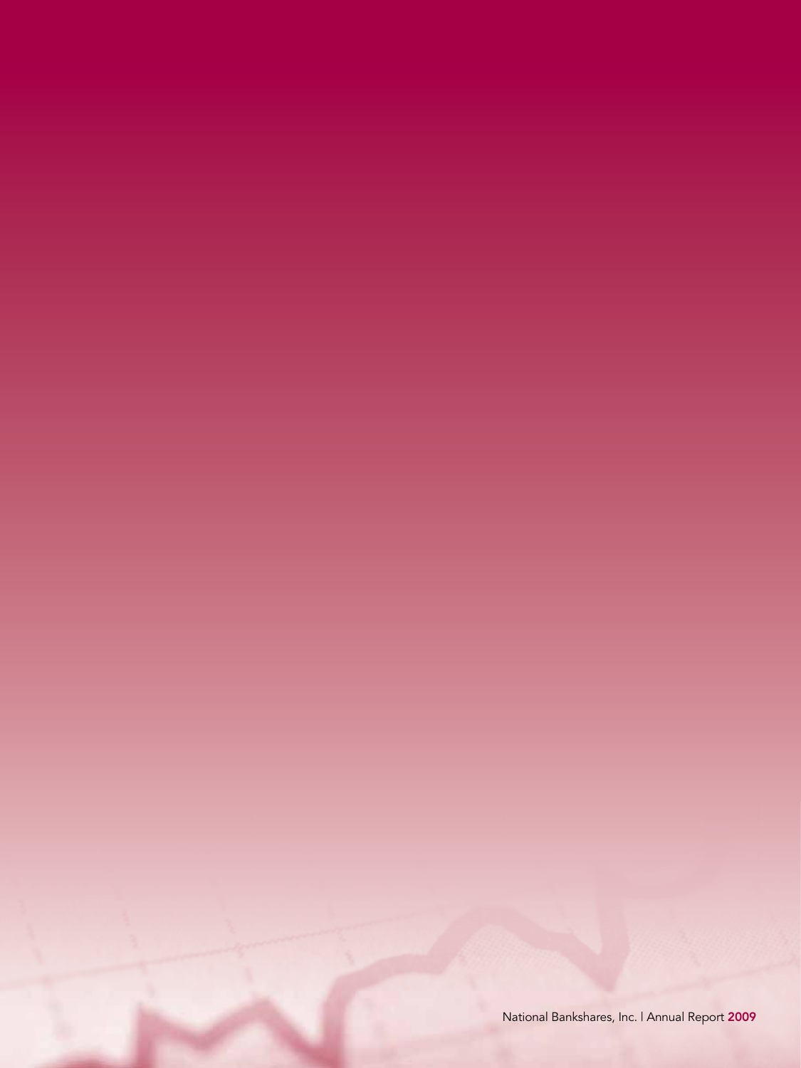National Bankshares, Inc. | Annual Report **2009**